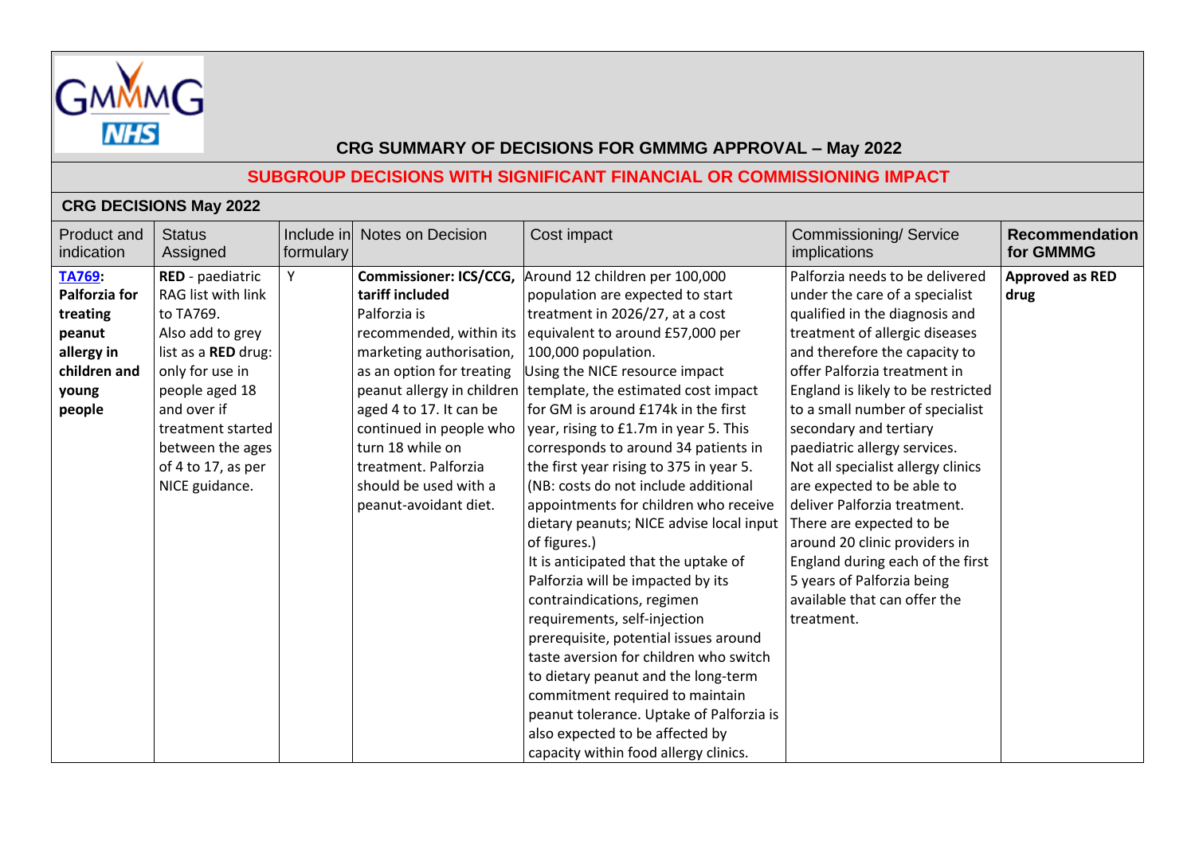# CRG SUMMARY OF DECISIONS FOR GMMMG APPROVAL – May 2022

## SUBGROUP DECISIONS WITH SIGNIFICANT FINANCIAL OR COMMISSIONING IMPACT

### CRG DECISIONS May 2022

| Product and indication | Status Assigned | Include in formulary | Notes on Decision | Cost impact | Commissioning/ Service implications | Recommendation for GMMMG |
|---|---|---|---|---|---|---|
| **TA769: Palforzia for treating peanut allergy in children and young people** | **RED** - paediatric RAG list with link to TA769. Also add to grey list as a **RED** drug: only for use in people aged 18 and over if treatment started between the ages of 4 to 17, as per NICE guidance. | Y | **Commissioner: ICS/CCG, tariff included** Palforzia is recommended, within its marketing authorisation, as an option for treating peanut allergy in children aged 4 to 17. It can be continued in people who turn 18 while on treatment. Palforzia should be used with a peanut-avoidant diet. | Around 12 children per 100,000 population are expected to start treatment in 2026/27, at a cost equivalent to around £57,000 per 100,000 population. Using the NICE resource impact template, the estimated cost impact for GM is around £174k in the first year, rising to £1.7m in year 5. This corresponds to around 34 patients in the first year rising to 375 in year 5. (NB: costs do not include additional appointments for children who receive dietary peanuts; NICE advise local input of figures.) It is anticipated that the uptake of Palforzia will be impacted by its contraindications, regimen requirements, self-injection prerequisite, potential issues around taste aversion for children who switch to dietary peanut and the long-term commitment required to maintain peanut tolerance. Uptake of Palforzia is also expected to be affected by capacity within food allergy clinics. | Palforzia needs to be delivered under the care of a specialist qualified in the diagnosis and treatment of allergic diseases and therefore the capacity to offer Palforzia treatment in England is likely to be restricted to a small number of specialist secondary and tertiary paediatric allergy services. Not all specialist allergy clinics are expected to be able to deliver Palforzia treatment. There are expected to be around 20 clinic providers in England during each of the first 5 years of Palforzia being available that can offer the treatment. | **Approved as RED drug** |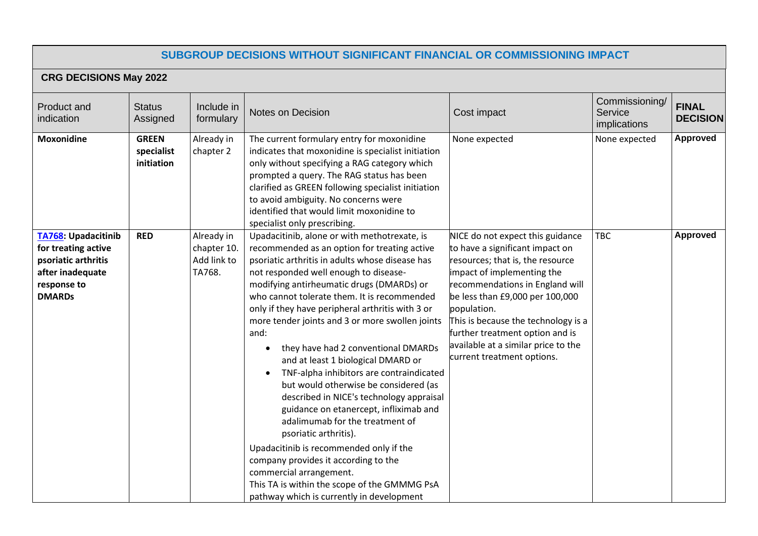## SUBGROUP DECISIONS WITHOUT SIGNIFICANT FINANCIAL OR COMMISSIONING IMPACT

### CRG DECISIONS May 2022

| Product and indication | Status Assigned | Include in formulary | Notes on Decision | Cost impact | Commissioning/ Service implications | FINAL DECISION |
|---|---|---|---|---|---|---|
| **Moxonidine** | **GREEN specialist initiation** | Already in chapter 2 | The current formulary entry for moxonidine indicates that moxonidine is specialist initiation only without specifying a RAG category which prompted a query. The RAG status has been clarified as GREEN following specialist initiation to avoid ambiguity. No concerns were identified that would limit moxonidine to specialist only prescribing. | None expected | None expected | **Approved** |
| **TA768: Upadacitinib for treating active psoriatic arthritis after inadequate response to DMARDs** | **RED** | Already in chapter 10. Add link to TA768. | Upadacitinib, alone or with methotrexate, is recommended as an option for treating active psoriatic arthritis in adults whose disease has not responded well enough to disease-modifying antirheumatic drugs (DMARDs) or who cannot tolerate them. It is recommended only if they have peripheral arthritis with 3 or more tender joints and 3 or more swollen joints and:<br>• they have had 2 conventional DMARDs and at least 1 biological DMARD or<br>• TNF-alpha inhibitors are contraindicated but would otherwise be considered (as described in NICE's technology appraisal guidance on etanercept, infliximab and adalimumab for the treatment of psoriatic arthritis).<br>Upadacitinib is recommended only if the company provides it according to the commercial arrangement.<br>This TA is within the scope of the GMMMG PsA pathway which is currently in development | NICE do not expect this guidance to have a significant impact on resources; that is, the resource impact of implementing the recommendations in England will be less than £9,000 per 100,000 population.<br>This is because the technology is a further treatment option and is available at a similar price to the current treatment options. | TBC | **Approved** |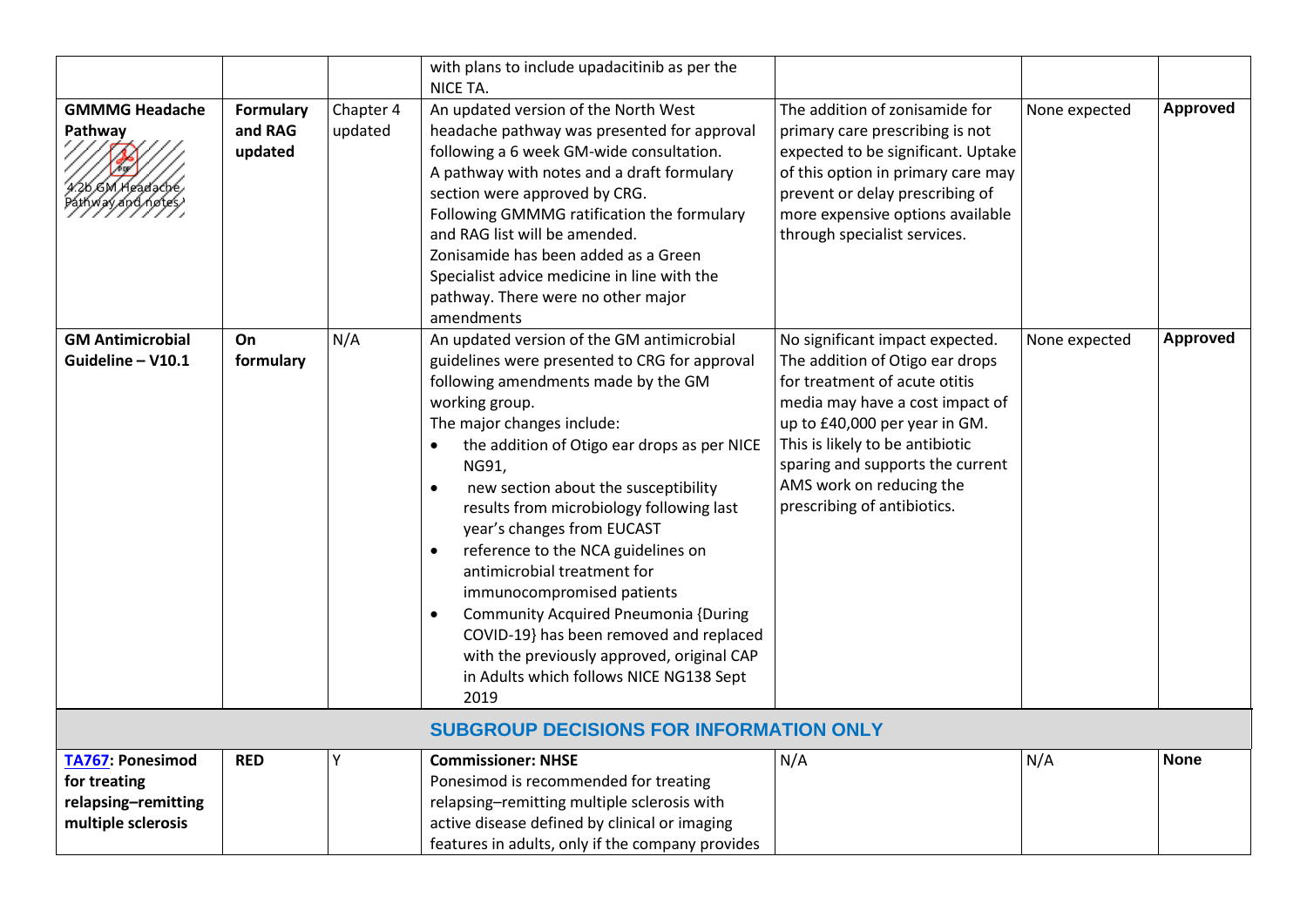|  |  |  | with plans to include upadacitinib as per the NICE TA. |  |  |  |
|---|---|---|---|---|---|---|
| **GMMMG Headache Pathway** 4.2b GM Headache Pathway and notes | **Formulary and RAG updated** | Chapter 4 updated | An updated version of the North West headache pathway was presented for approval following a 6 week GM-wide consultation.<br>A pathway with notes and a draft formulary section were approved by CRG.<br>Following GMMMG ratification the formulary and RAG list will be amended.<br>Zonisamide has been added as a Green Specialist advice medicine in line with the pathway. There were no other major amendments | The addition of zonisamide for primary care prescribing is not expected to be significant. Uptake of this option in primary care may prevent or delay prescribing of more expensive options available through specialist services. | None expected | **Approved** |
| **GM Antimicrobial Guideline – V10.1** | **On formulary** | N/A | An updated version of the GM antimicrobial guidelines were presented to CRG for approval following amendments made by the GM working group.<br>The major changes include:<br>• the addition of Otigo ear drops as per NICE NG91,<br>• new section about the susceptibility results from microbiology following last year's changes from EUCAST<br>• reference to the NCA guidelines on antimicrobial treatment for immunocompromised patients<br>• Community Acquired Pneumonia {During COVID-19} has been removed and replaced with the previously approved, original CAP in Adults which follows NICE NG138 Sept 2019 | No significant impact expected. The addition of Otigo ear drops for treatment of acute otitis media may have a cost impact of up to £40,000 per year in GM. This is likely to be antibiotic sparing and supports the current AMS work on reducing the prescribing of antibiotics. | None expected | **Approved** |
| **SUBGROUP DECISIONS FOR INFORMATION ONLY** |  |  |  |  |  |  |
| **TA767: Ponesimod for treating relapsing–remitting multiple sclerosis** | **RED** | Y | **Commissioner: NHSE**<br>Ponesimod is recommended for treating relapsing–remitting multiple sclerosis with active disease defined by clinical or imaging features in adults, only if the company provides | N/A | N/A | **None** |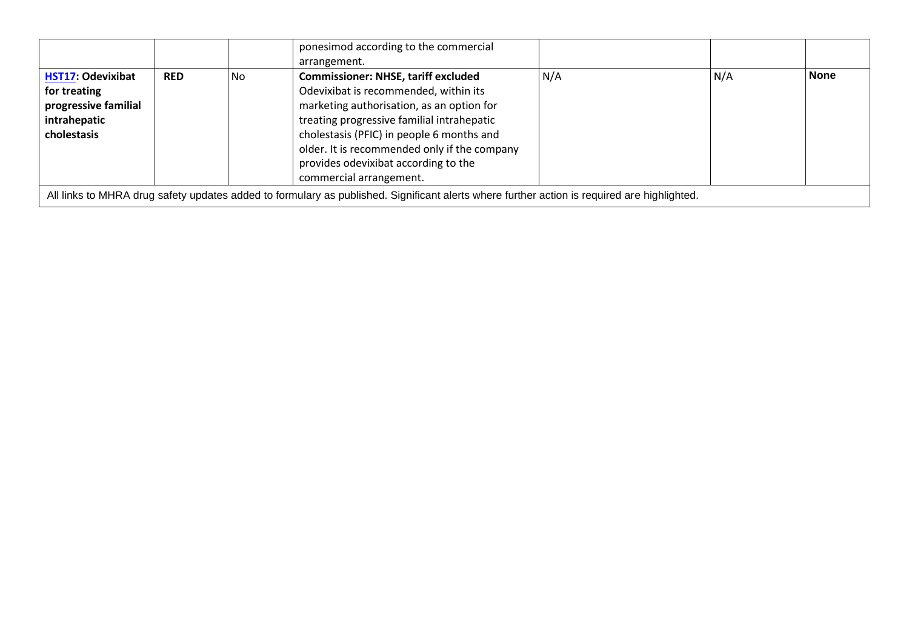| | | | | | | |
|---|---|---|---|---|---|---|
| | | | ponesimod according to the commercial arrangement. | | | |
| **HST17: Odevixibat for treating progressive familial intrahepatic cholestasis** | **RED** | No | **Commissioner: NHSE, tariff excluded** Odevixibat is recommended, within its marketing authorisation, as an option for treating progressive familial intrahepatic cholestasis (PFIC) in people 6 months and older. It is recommended only if the company provides odevixibat according to the commercial arrangement. | N/A | N/A | **None** |
| All links to MHRA drug safety updates added to formulary as published. Significant alerts where further action is required are highlighted. | | | | | | |